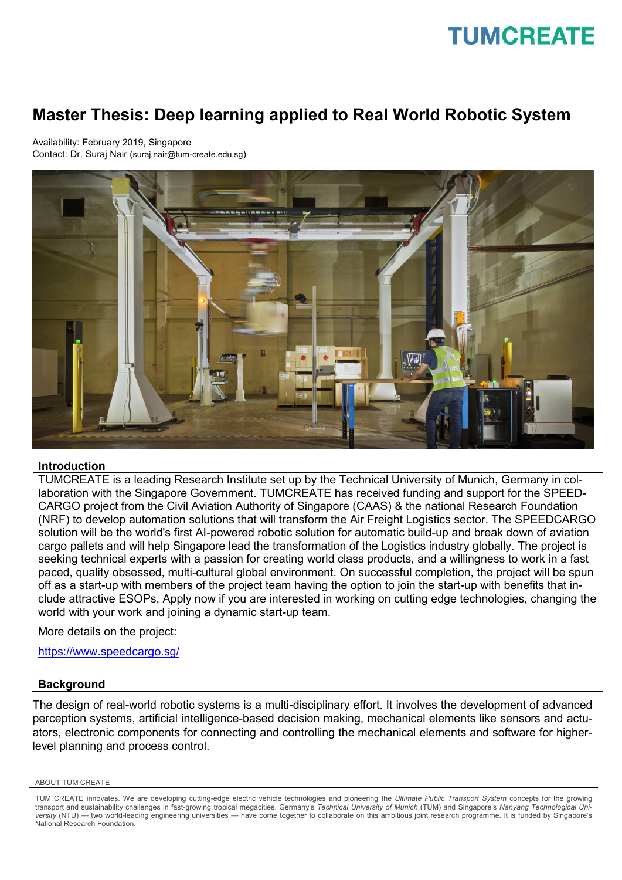TUMCREATE

# Master Thesis: Deep learning applied to Real World Robotic System

Availability: February 2019, Singapore
Contact: Dr. Suraj Nair (suraj.nair@tum-create.edu.sg)

## Introduction

TUMCREATE is a leading Research Institute set up by the Technical University of Munich, Germany in collaboration with the Singapore Government. TUMCREATE has received funding and support for the SPEEDCARGO project from the Civil Aviation Authority of Singapore (CAAS) & the national Research Foundation (NRF) to develop automation solutions that will transform the Air Freight Logistics sector. The SPEEDCARGO solution will be the world's first AI-powered robotic solution for automatic build-up and break down of aviation cargo pallets and will help Singapore lead the transformation of the Logistics industry globally. The project is seeking technical experts with a passion for creating world class products, and a willingness to work in a fast paced, quality obsessed, multi-cultural global environment. On successful completion, the project will be spun off as a start-up with members of the project team having the option to join the start-up with benefits that include attractive ESOPs. Apply now if you are interested in working on cutting edge technologies, changing the world with your work and joining a dynamic start-up team.

More details on the project:

https://www.speedcargo.sg/

## Background

The design of real-world robotic systems is a multi-disciplinary effort. It involves the development of advanced perception systems, artificial intelligence-based decision making, mechanical elements like sensors and actuators, electronic components for connecting and controlling the mechanical elements and software for higher-level planning and process control.

ABOUT TUM CREATE

TUM CREATE innovates. We are developing cutting-edge electric vehicle technologies and pioneering the *Ultimate Public Transport System* concepts for the growing transport and sustainability challenges in fast-growing tropical megacities. Germany's *Technical University of Munich* (TUM) and Singapore's *Nanyang Technological University* (NTU) — two world-leading engineering universities — have come together to collaborate on this ambitious joint research programme. It is funded by Singapore's National Research Foundation.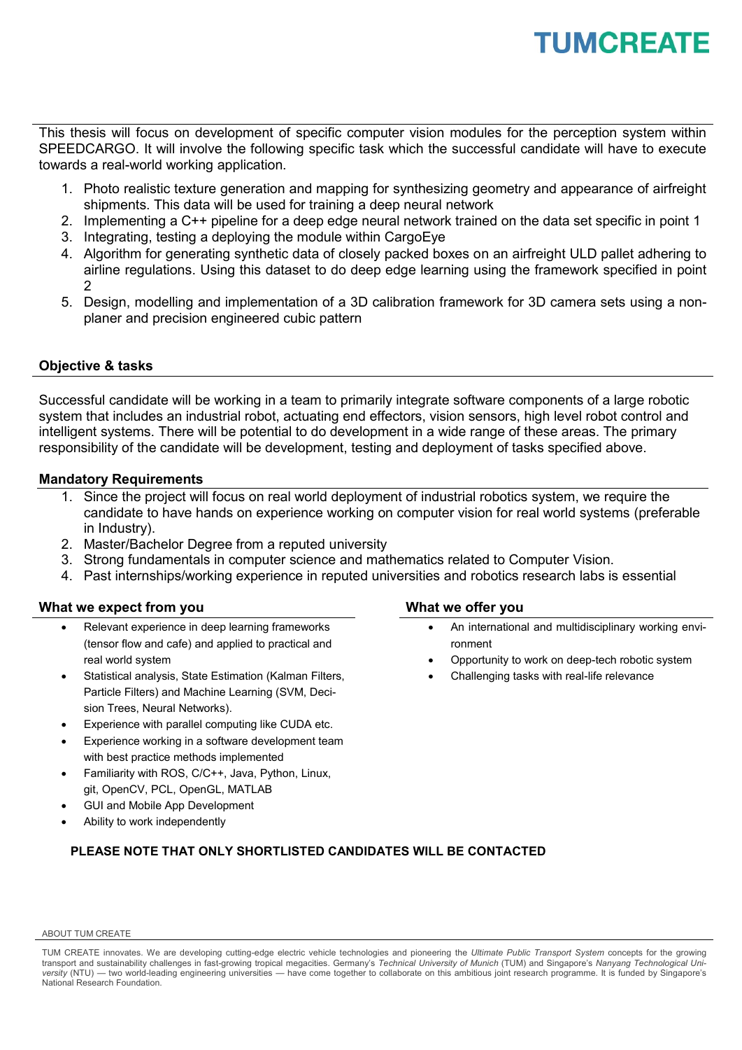This thesis will focus on development of specific computer vision modules for the perception system within SPEEDCARGO. It will involve the following specific task which the successful candidate will have to execute towards a real-world working application.

1. Photo realistic texture generation and mapping for synthesizing geometry and appearance of airfreight shipments. This data will be used for training a deep neural network
2. Implementing a C++ pipeline for a deep edge neural network trained on the data set specific in point 1
3. Integrating, testing a deploying the module within CargoEye
4. Algorithm for generating synthetic data of closely packed boxes on an airfreight ULD pallet adhering to airline regulations. Using this dataset to do deep edge learning using the framework specified in point 2
5. Design, modelling and implementation of a 3D calibration framework for 3D camera sets using a non-planer and precision engineered cubic pattern

## Objective & tasks

Successful candidate will be working in a team to primarily integrate software components of a large robotic system that includes an industrial robot, actuating end effectors, vision sensors, high level robot control and intelligent systems. There will be potential to do development in a wide range of these areas. The primary responsibility of the candidate will be development, testing and deployment of tasks specified above.

### Mandatory Requirements

1. Since the project will focus on real world deployment of industrial robotics system, we require the candidate to have hands on experience working on computer vision for real world systems (preferable in Industry).
2. Master/Bachelor Degree from a reputed university
3. Strong fundamentals in computer science and mathematics related to Computer Vision.
4. Past internships/working experience in reputed universities and robotics research labs is essential

### What we expect from you

- Relevant experience in deep learning frameworks (tensor flow and cafe) and applied to practical and real world system
- Statistical analysis, State Estimation (Kalman Filters, Particle Filters) and Machine Learning (SVM, Decision Trees, Neural Networks).
- Experience with parallel computing like CUDA etc.
- Experience working in a software development team with best practice methods implemented
- Familiarity with ROS, C/C++, Java, Python, Linux, git, OpenCV, PCL, OpenGL, MATLAB
- GUI and Mobile App Development
- Ability to work independently

### What we offer you

- An international and multidisciplinary working environment
- Opportunity to work on deep-tech robotic system
- Challenging tasks with real-life relevance

**PLEASE NOTE THAT ONLY SHORTLISTED CANDIDATES WILL BE CONTACTED**

ABOUT TUM CREATE

TUM CREATE innovates. We are developing cutting-edge electric vehicle technologies and pioneering the *Ultimate Public Transport System* concepts for the growing transport and sustainability challenges in fast-growing tropical megacities. Germany's *Technical University of Munich* (TUM) and Singapore's *Nanyang Technological University* (NTU) — two world-leading engineering universities — have come together to collaborate on this ambitious joint research programme. It is funded by Singapore's National Research Foundation.